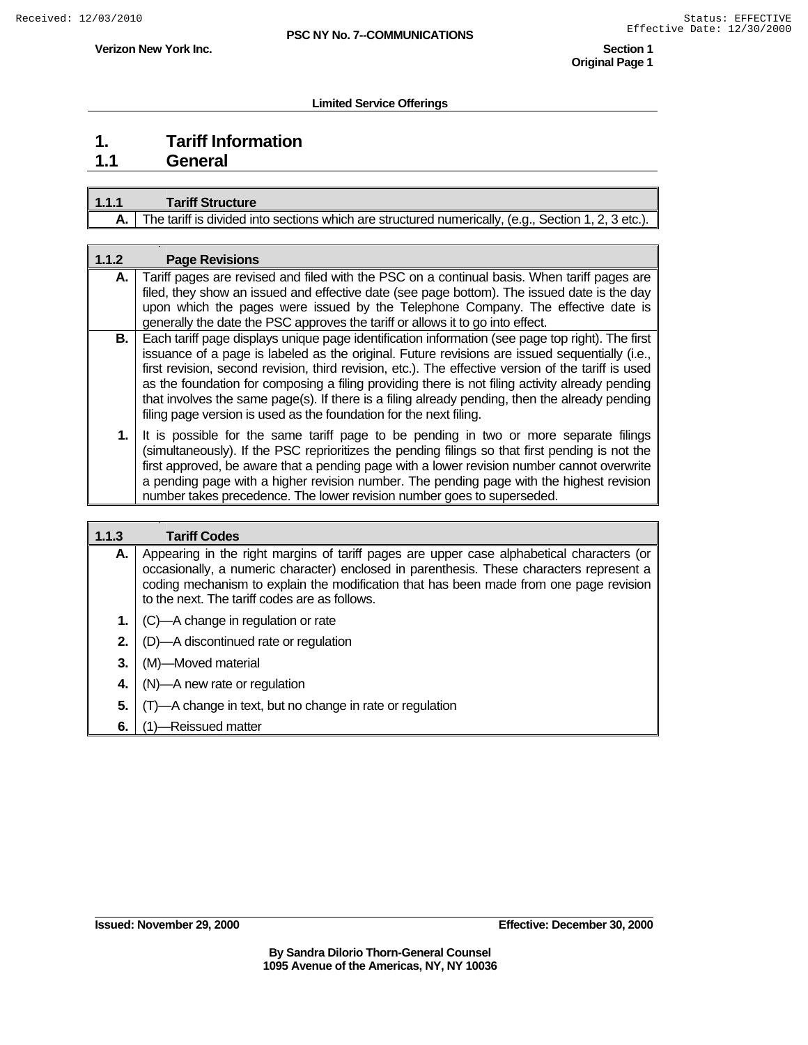**Limited Service Offerings**

# 1. Tariff Information

## 1.1 General

| 1.1.1 | Tariff Structure |
|---|---|
| A. | The tariff is divided into sections which are structured numerically, (e.g., Section 1, 2, 3 etc.). |

| 1.1.2 | Page Revisions |
|---|---|
| A. | Tariff pages are revised and filed with the PSC on a continual basis. When tariff pages are filed, they show an issued and effective date (see page bottom). The issued date is the day upon which the pages were issued by the Telephone Company. The effective date is generally the date the PSC approves the tariff or allows it to go into effect. |
| B. | Each tariff page displays unique page identification information (see page top right). The first issuance of a page is labeled as the original. Future revisions are issued sequentially (i.e., first revision, second revision, third revision, etc.). The effective version of the tariff is used as the foundation for composing a filing providing there is not filing activity already pending that involves the same page(s). If there is a filing already pending, then the already pending filing page version is used as the foundation for the next filing. |
| 1. | It is possible for the same tariff page to be pending in two or more separate filings (simultaneously). If the PSC reprioritizes the pending filings so that first pending is not the first approved, be aware that a pending page with a lower revision number cannot overwrite a pending page with a higher revision number. The pending page with the highest revision number takes precedence. The lower revision number goes to superseded. |

| 1.1.3 | Tariff Codes |
|---|---|
| A. | Appearing in the right margins of tariff pages are upper case alphabetical characters (or occasionally, a numeric character) enclosed in parenthesis. These characters represent a coding mechanism to explain the modification that has been made from one page revision to the next. The tariff codes are as follows. |
| 1. | (C)—A change in regulation or rate |
| 2. | (D)—A discontinued rate or regulation |
| 3. | (M)—Moved material |
| 4. | (N)—A new rate or regulation |
| 5. | (T)—A change in text, but no change in rate or regulation |
| 6. | (1)—Reissued matter |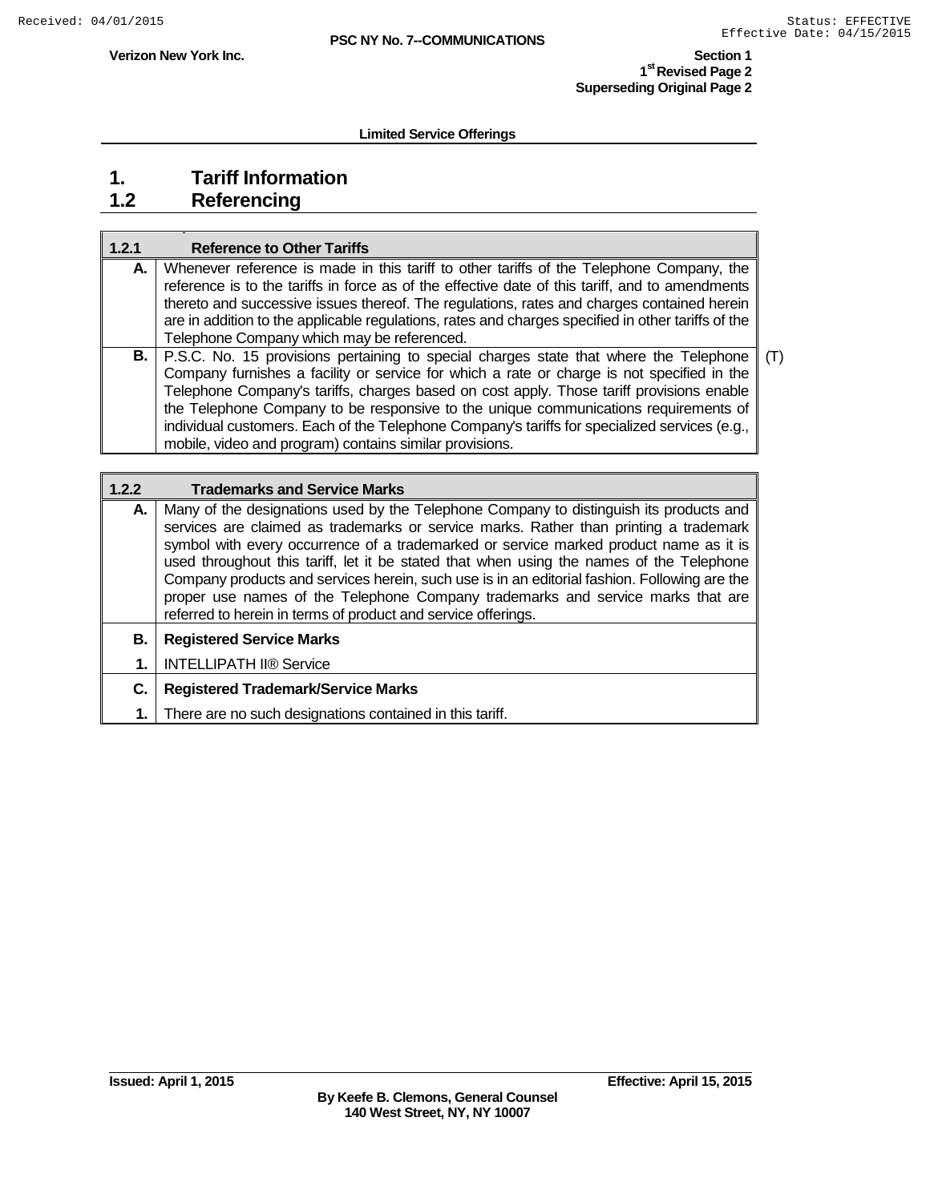Limited Service Offerings

# 1. Tariff Information
## 1.2 Referencing

| 1.2.1 | Reference to Other Tariffs |
|---|---|
| A. | Whenever reference is made in this tariff to other tariffs of the Telephone Company, the reference is to the tariffs in force as of the effective date of this tariff, and to amendments thereto and successive issues thereof. The regulations, rates and charges contained herein are in addition to the applicable regulations, rates and charges specified in other tariffs of the Telephone Company which may be referenced. |
| B. | P.S.C. No. 15 provisions pertaining to special charges state that where the Telephone Company furnishes a facility or service for which a rate or charge is not specified in the Telephone Company's tariffs, charges based on cost apply. Those tariff provisions enable the Telephone Company to be responsive to the unique communications requirements of individual customers. Each of the Telephone Company's tariffs for specialized services (e.g., mobile, video and program) contains similar provisions. (T) |

| 1.2.2 | Trademarks and Service Marks |
|---|---|
| A. | Many of the designations used by the Telephone Company to distinguish its products and services are claimed as trademarks or service marks. Rather than printing a trademark symbol with every occurrence of a trademarked or service marked product name as it is used throughout this tariff, let it be stated that when using the names of the Telephone Company products and services herein, such use is in an editorial fashion. Following are the proper use names of the Telephone Company trademarks and service marks that are referred to herein in terms of product and service offerings. |
| B. | **Registered Service Marks** |
| 1. | INTELLIPATH II® Service |
| C. | **Registered Trademark/Service Marks** |
| 1. | There are no such designations contained in this tariff. |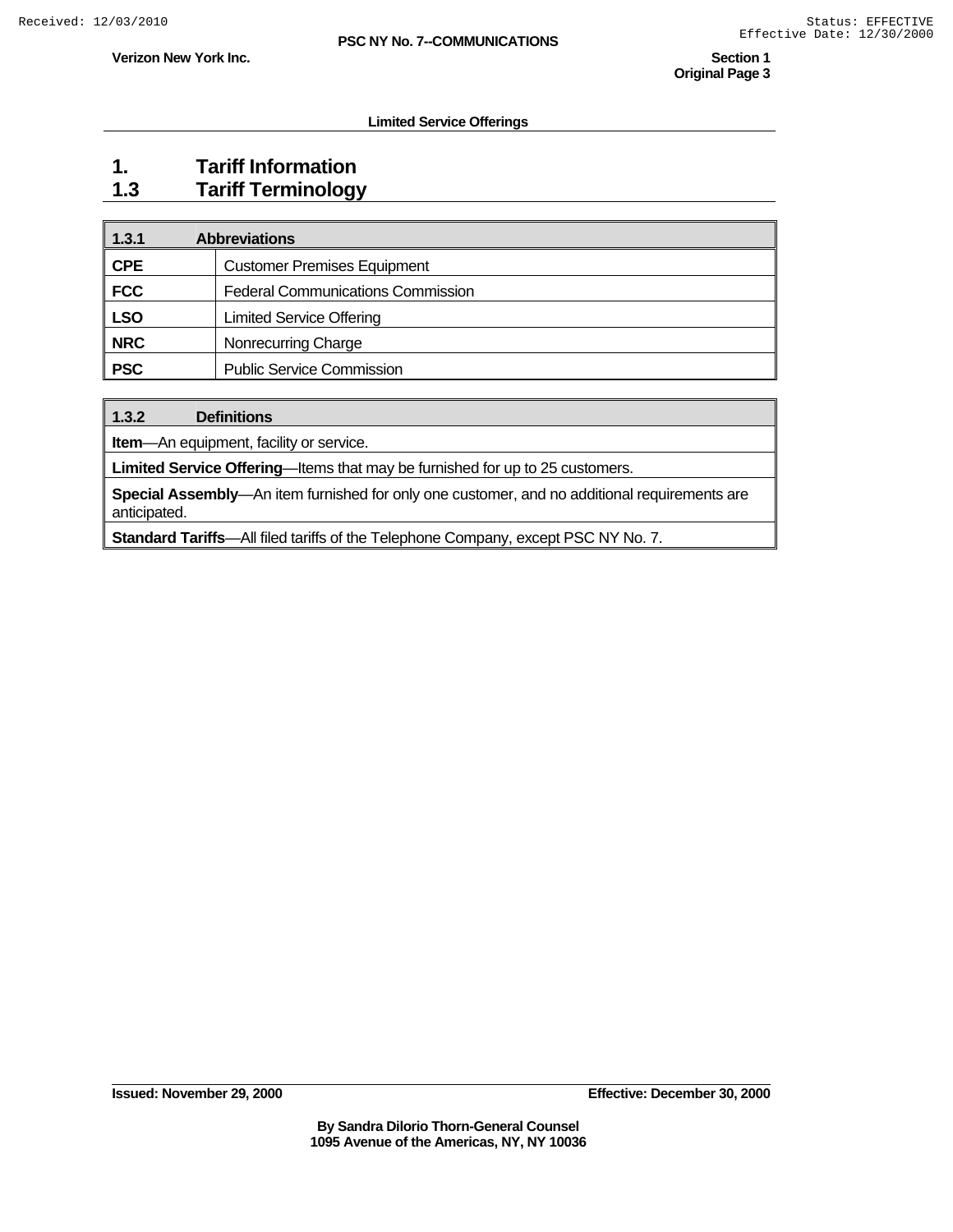## Limited Service Offerings

# 1. Tariff Information

## 1.3 Tariff Terminology

| **1.3.1 Abbreviations** | |
|---|---|
| **CPE** | Customer Premises Equipment |
| **FCC** | Federal Communications Commission |
| **LSO** | Limited Service Offering |
| **NRC** | Nonrecurring Charge |
| **PSC** | Public Service Commission |

| **1.3.2 Definitions** |
|---|
| **Item**—An equipment, facility or service. |
| **Limited Service Offering**—Items that may be furnished for up to 25 customers. |
| **Special Assembly**—An item furnished for only one customer, and no additional requirements are anticipated. |
| **Standard Tariffs**—All filed tariffs of the Telephone Company, except PSC NY No. 7. |